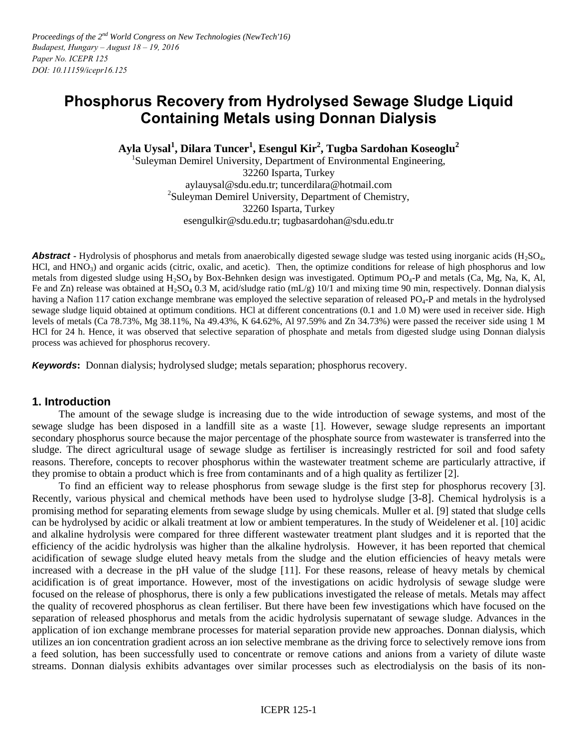*Proceedings of the 2[nd] World Congress on New Technologies (NewTech'16)*
*Budapest, Hungary – August 18 – 19, 2016*
*Paper No. ICEPR 125*
*DOI: 10.11159/icepr16.125*

# Phosphorus Recovery from Hydrolysed Sewage Sludge Liquid Containing Metals using Donnan Dialysis

**Ayla Uysal[1], Dilara Tuncer[1], Esengul Kir[2], Tugba Sardohan Koseoglu[2]**

[1]Suleyman Demirel University, Department of Environmental Engineering,
32260 Isparta, Turkey
aylauysal@sdu.edu.tr; tuncerdilara@hotmail.com
[2]Suleyman Demirel University, Department of Chemistry,
32260 Isparta, Turkey
esengulkir@sdu.edu.tr; tugbasardohan@sdu.edu.tr

***Abstract*** - Hydrolysis of phosphorus and metals from anaerobically digested sewage sludge was tested using inorganic acids ($H_2SO_4$, HCl, and $HNO_3$) and organic acids (citric, oxalic, and acetic). Then, the optimize conditions for release of high phosphorus and low metals from digested sludge using $H_2SO_4$ by Box-Behnken design was investigated. Optimum $PO_4$-P and metals (Ca, Mg, Na, K, Al, Fe and Zn) release was obtained at $H_2SO_4$ 0.3 M, acid/sludge ratio (mL/g) 10/1 and mixing time 90 min, respectively. Donnan dialysis having a Nafion 117 cation exchange membrane was employed the selective separation of released $PO_4$-P and metals in the hydrolysed sewage sludge liquid obtained at optimum conditions. HCl at different concentrations (0.1 and 1.0 M) were used in receiver side. High levels of metals (Ca 78.73%, Mg 38.11%, Na 49.43%, K 64.62%, Al 97.59% and Zn 34.73%) were passed the receiver side using 1 M HCl for 24 h. Hence, it was observed that selective separation of phosphate and metals from digested sludge using Donnan dialysis process was achieved for phosphorus recovery.

***Keywords*:** Donnan dialysis; hydrolysed sludge; metals separation; phosphorus recovery.

## 1. Introduction

The amount of the sewage sludge is increasing due to the wide introduction of sewage systems, and most of the sewage sludge has been disposed in a landfill site as a waste [1]. However, sewage sludge represents an important secondary phosphorus source because the major percentage of the phosphate source from wastewater is transferred into the sludge. The direct agricultural usage of sewage sludge as fertiliser is increasingly restricted for soil and food safety reasons. Therefore, concepts to recover phosphorus within the wastewater treatment scheme are particularly attractive, if they promise to obtain a product which is free from contaminants and of a high quality as fertilizer [2].

To find an efficient way to release phosphorus from sewage sludge is the first step for phosphorus recovery [3]. Recently, various physical and chemical methods have been used to hydrolyse sludge [3-8]. Chemical hydrolysis is a promising method for separating elements from sewage sludge by using chemicals. Muller et al. [9] stated that sludge cells can be hydrolysed by acidic or alkali treatment at low or ambient temperatures. In the study of Weidelener et al. [10] acidic and alkaline hydrolysis were compared for three different wastewater treatment plant sludges and it is reported that the efficiency of the acidic hydrolysis was higher than the alkaline hydrolysis. However, it has been reported that chemical acidification of sewage sludge eluted heavy metals from the sludge and the elution efficiencies of heavy metals were increased with a decrease in the pH value of the sludge [11]. For these reasons, release of heavy metals by chemical acidification is of great importance. However, most of the investigations on acidic hydrolysis of sewage sludge were focused on the release of phosphorus, there is only a few publications investigated the release of metals. Metals may affect the quality of recovered phosphorus as clean fertiliser. But there have been few investigations which have focused on the separation of released phosphorus and metals from the acidic hydrolysis supernatant of sewage sludge. Advances in the application of ion exchange membrane processes for material separation provide new approaches. Donnan dialysis, which utilizes an ion concentration gradient across an ion selective membrane as the driving force to selectively remove ions from a feed solution, has been successfully used to concentrate or remove cations and anions from a variety of dilute waste streams. Donnan dialysis exhibits advantages over similar processes such as electrodialysis on the basis of its non-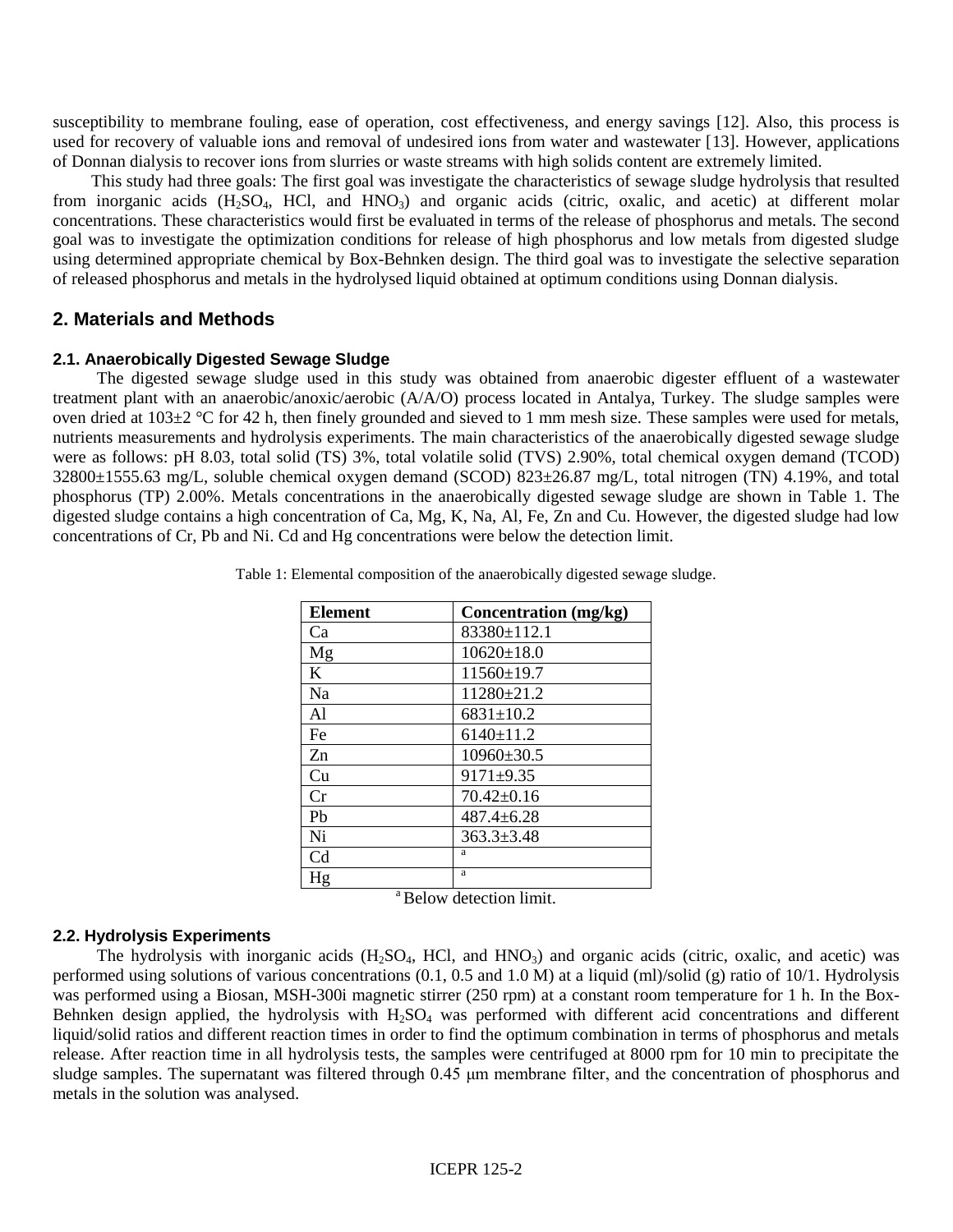susceptibility to membrane fouling, ease of operation, cost effectiveness, and energy savings [12]. Also, this process is used for recovery of valuable ions and removal of undesired ions from water and wastewater [13]. However, applications of Donnan dialysis to recover ions from slurries or waste streams with high solids content are extremely limited.

This study had three goals: The first goal was investigate the characteristics of sewage sludge hydrolysis that resulted from inorganic acids ($H_2SO_4$, HCl, and $HNO_3$) and organic acids (citric, oxalic, and acetic) at different molar concentrations. These characteristics would first be evaluated in terms of the release of phosphorus and metals. The second goal was to investigate the optimization conditions for release of high phosphorus and low metals from digested sludge using determined appropriate chemical by Box-Behnken design. The third goal was to investigate the selective separation of released phosphorus and metals in the hydrolysed liquid obtained at optimum conditions using Donnan dialysis.

## 2. Materials and Methods

### 2.1. Anaerobically Digested Sewage Sludge

The digested sewage sludge used in this study was obtained from anaerobic digester effluent of a wastewater treatment plant with an anaerobic/anoxic/aerobic (A/A/O) process located in Antalya, Turkey. The sludge samples were oven dried at 103±2 °C for 42 h, then finely grounded and sieved to 1 mm mesh size. These samples were used for metals, nutrients measurements and hydrolysis experiments. The main characteristics of the anaerobically digested sewage sludge were as follows: pH 8.03, total solid (TS) 3%, total volatile solid (TVS) 2.90%, total chemical oxygen demand (TCOD) 32800±1555.63 mg/L, soluble chemical oxygen demand (SCOD) 823±26.87 mg/L, total nitrogen (TN) 4.19%, and total phosphorus (TP) 2.00%. Metals concentrations in the anaerobically digested sewage sludge are shown in Table 1. The digested sludge contains a high concentration of Ca, Mg, K, Na, Al, Fe, Zn and Cu. However, the digested sludge had low concentrations of Cr, Pb and Ni. Cd and Hg concentrations were below the detection limit.

Table 1: Elemental composition of the anaerobically digested sewage sludge.

| Element | Concentration (mg/kg) |
| --- | --- |
| Ca | 83380±112.1 |
| Mg | 10620±18.0 |
| K | 11560±19.7 |
| Na | 11280±21.2 |
| Al | 6831±10.2 |
| Fe | 6140±11.2 |
| Zn | 10960±30.5 |
| Cu | 9171±9.35 |
| Cr | 70.42±0.16 |
| Pb | 487.4±6.28 |
| Ni | 363.3±3.48 |
| Cd | [a] |
| Hg | [a] |

[a] Below detection limit.

### 2.2. Hydrolysis Experiments

The hydrolysis with inorganic acids ($H_2SO_4$, HCl, and $HNO_3$) and organic acids (citric, oxalic, and acetic) was performed using solutions of various concentrations (0.1, 0.5 and 1.0 M) at a liquid (ml)/solid (g) ratio of 10/1. Hydrolysis was performed using a Biosan, MSH-300i magnetic stirrer (250 rpm) at a constant room temperature for 1 h. In the Box-Behnken design applied, the hydrolysis with $H_2SO_4$ was performed with different acid concentrations and different liquid/solid ratios and different reaction times in order to find the optimum combination in terms of phosphorus and metals release. After reaction time in all hydrolysis tests, the samples were centrifuged at 8000 rpm for 10 min to precipitate the sludge samples. The supernatant was filtered through 0.45 μm membrane filter, and the concentration of phosphorus and metals in the solution was analysed.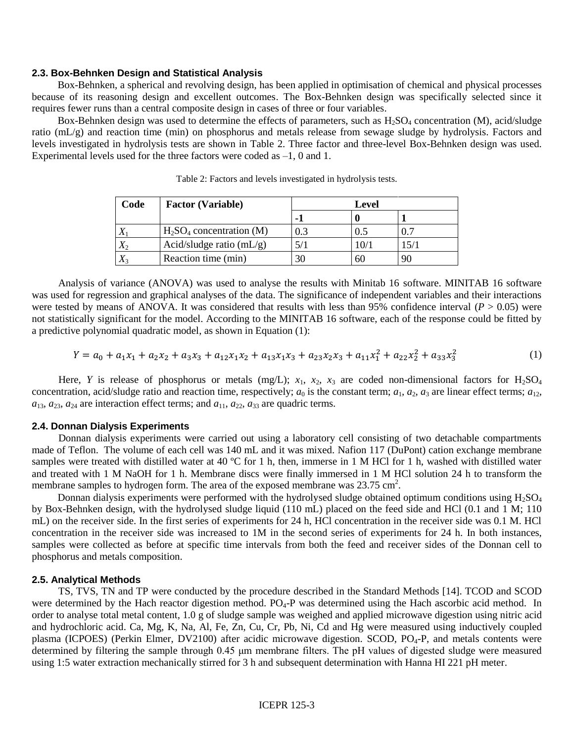### 2.3. Box-Behnken Design and Statistical Analysis

Box-Behnken, a spherical and revolving design, has been applied in optimisation of chemical and physical processes because of its reasoning design and excellent outcomes. The Box-Behnken design was specifically selected since it requires fewer runs than a central composite design in cases of three or four variables.

Box-Behnken design was used to determine the effects of parameters, such as $H_2SO_4$ concentration (M), acid/sludge ratio (mL/g) and reaction time (min) on phosphorus and metals release from sewage sludge by hydrolysis. Factors and levels investigated in hydrolysis tests are shown in Table 2. Three factor and three-level Box-Behnken design was used. Experimental levels used for the three factors were coded as –1, 0 and 1.

Table 2: Factors and levels investigated in hydrolysis tests.

| Code | Factor (Variable) | Level | | |
|---|---|---|---|---|
| | | -1 | 0 | 1 |
| $X_1$ | $H_2SO_4$ concentration (M) | 0.3 | 0.5 | 0.7 |
| $X_2$ | Acid/sludge ratio (mL/g) | 5/1 | 10/1 | 15/1 |
| $X_3$ | Reaction time (min) | 30 | 60 | 90 |

Analysis of variance (ANOVA) was used to analyse the results with Minitab 16 software. MINITAB 16 software was used for regression and graphical analyses of the data. The significance of independent variables and their interactions were tested by means of ANOVA. It was considered that results with less than 95% confidence interval ($P > 0.05$) were not statistically significant for the model. According to the MINITAB 16 software, each of the response could be fitted by a predictive polynomial quadratic model, as shown in Equation (1):

$$Y = a_0 + a_1x_1 + a_2x_2 + a_3x_3 + a_{12}x_1x_2 + a_{13}x_1x_3 + a_{23}x_2x_3 + a_{11}x_1^2 + a_{22}x_2^2 + a_{33}x_3^2 \quad (1)$$

Here, $Y$ is release of phosphorus or metals (mg/L); $x_1$, $x_2$, $x_3$ are coded non-dimensional factors for $H_2SO_4$ concentration, acid/sludge ratio and reaction time, respectively; $a_0$ is the constant term; $a_1$, $a_2$, $a_3$ are linear effect terms; $a_{12}$, $a_{13}$, $a_{23}$, $a_{24}$ are interaction effect terms; and $a_{11}$, $a_{22}$, $a_{33}$ are quadric terms.

### 2.4. Donnan Dialysis Experiments

Donnan dialysis experiments were carried out using a laboratory cell consisting of two detachable compartments made of Teflon. The volume of each cell was 140 mL and it was mixed. Nafion 117 (DuPont) cation exchange membrane samples were treated with distilled water at 40 ºC for 1 h, then, immerse in 1 M HCl for 1 h, washed with distilled water and treated with 1 M NaOH for 1 h. Membrane discs were finally immersed in 1 M HCl solution 24 h to transform the membrane samples to hydrogen form. The area of the exposed membrane was 23.75 $cm^2$.

Donnan dialysis experiments were performed with the hydrolysed sludge obtained optimum conditions using $H_2SO_4$ by Box-Behnken design, with the hydrolysed sludge liquid (110 mL) placed on the feed side and HCl (0.1 and 1 M; 110 mL) on the receiver side. In the first series of experiments for 24 h, HCl concentration in the receiver side was 0.1 M. HCl concentration in the receiver side was increased to 1M in the second series of experiments for 24 h. In both instances, samples were collected as before at specific time intervals from both the feed and receiver sides of the Donnan cell to phosphorus and metals composition.

### 2.5. Analytical Methods

TS, TVS, TN and TP were conducted by the procedure described in the Standard Methods [14]. TCOD and SCOD were determined by the Hach reactor digestion method. $PO_4$-P was determined using the Hach ascorbic acid method. In order to analyse total metal content, 1.0 g of sludge sample was weighed and applied microwave digestion using nitric acid and hydrochloric acid. Ca, Mg, K, Na, Al, Fe, Zn, Cu, Cr, Pb, Ni, Cd and Hg were measured using inductively coupled plasma (ICPOES) (Perkin Elmer, DV2100) after acidic microwave digestion. SCOD, $PO_4$-P, and metals contents were determined by filtering the sample through 0.45 μm membrane filters. The pH values of digested sludge were measured using 1:5 water extraction mechanically stirred for 3 h and subsequent determination with Hanna HI 221 pH meter.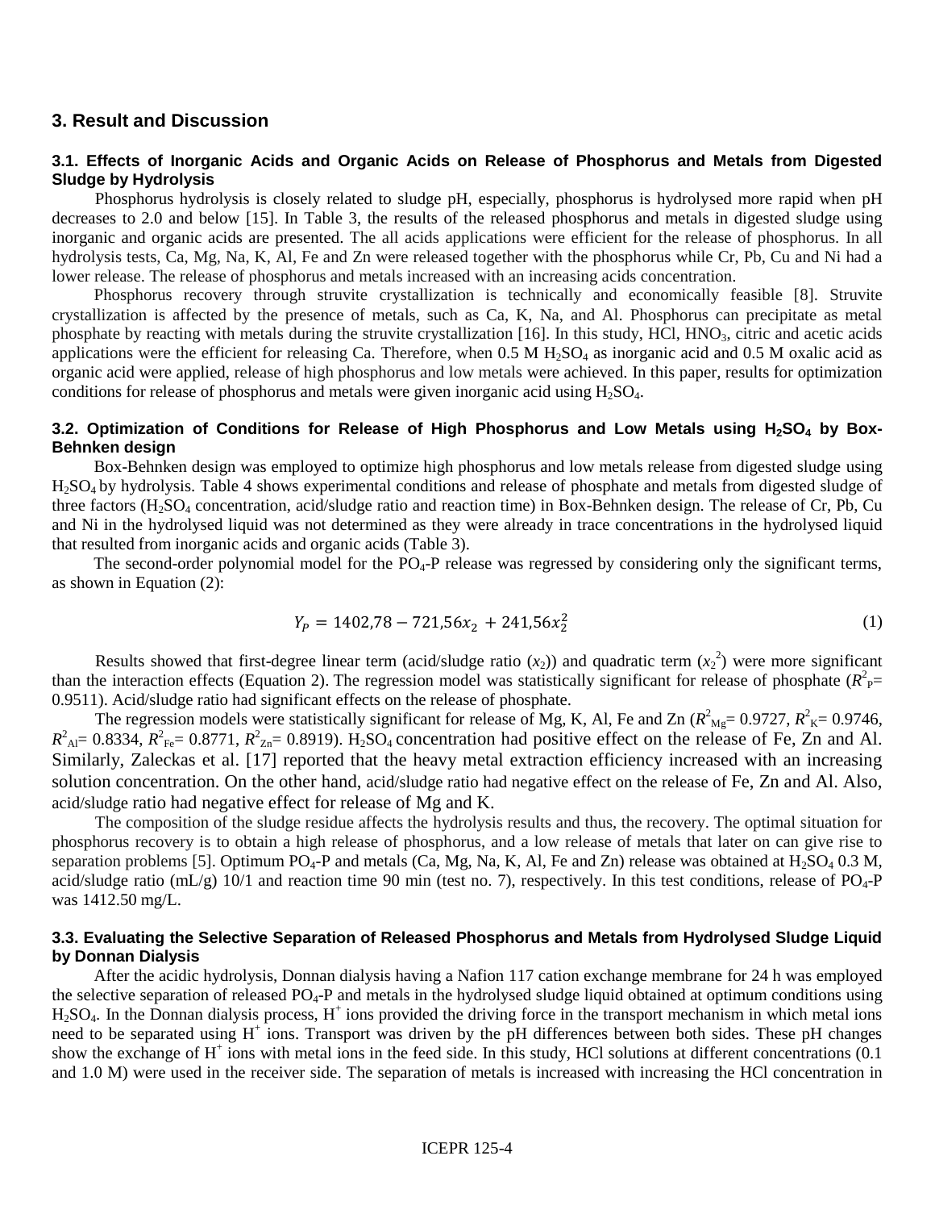## 3. Result and Discussion

### 3.1. Effects of Inorganic Acids and Organic Acids on Release of Phosphorus and Metals from Digested Sludge by Hydrolysis

Phosphorus hydrolysis is closely related to sludge pH, especially, phosphorus is hydrolysed more rapid when pH decreases to 2.0 and below [15]. In Table 3, the results of the released phosphorus and metals in digested sludge using inorganic and organic acids are presented. The all acids applications were efficient for the release of phosphorus. In all hydrolysis tests, Ca, Mg, Na, K, Al, Fe and Zn were released together with the phosphorus while Cr, Pb, Cu and Ni had a lower release. The release of phosphorus and metals increased with an increasing acids concentration.

Phosphorus recovery through struvite crystallization is technically and economically feasible [8]. Struvite crystallization is affected by the presence of metals, such as Ca, K, Na, and Al. Phosphorus can precipitate as metal phosphate by reacting with metals during the struvite crystallization [16]. In this study, HCl, $HNO_3$, citric and acetic acids applications were the efficient for releasing Ca. Therefore, when 0.5 M $H_2SO_4$ as inorganic acid and 0.5 M oxalic acid as organic acid were applied, release of high phosphorus and low metals were achieved. In this paper, results for optimization conditions for release of phosphorus and metals were given inorganic acid using $H_2SO_4$.

### 3.2. Optimization of Conditions for Release of High Phosphorus and Low Metals using $H_2SO_4$ by Box-Behnken design

Box-Behnken design was employed to optimize high phosphorus and low metals release from digested sludge using $H_2SO_4$ by hydrolysis. Table 4 shows experimental conditions and release of phosphate and metals from digested sludge of three factors ($H_2SO_4$ concentration, acid/sludge ratio and reaction time) in Box-Behnken design. The release of Cr, Pb, Cu and Ni in the hydrolysed liquid was not determined as they were already in trace concentrations in the hydrolysed liquid that resulted from inorganic acids and organic acids (Table 3).

The second-order polynomial model for the $PO_4$-P release was regressed by considering only the significant terms, as shown in Equation (2):

$$Y_P = 1402{,}78 - 721{,}56x_2 + 241{,}56x_2^2 \tag{1}$$

Results showed that first-degree linear term (acid/sludge ratio ($x_2$)) and quadratic term ($x_2^2$) were more significant than the interaction effects (Equation 2). The regression model was statistically significant for release of phosphate ($R^2_P$= 0.9511). Acid/sludge ratio had significant effects on the release of phosphate.

The regression models were statistically significant for release of Mg, K, Al, Fe and Zn ($R^2_{Mg}$= 0.9727, $R^2_K$= 0.9746, $R^2_{Al}$= 0.8334, $R^2_{Fe}$= 0.8771, $R^2_{Zn}$= 0.8919). $H_2SO_4$ concentration had positive effect on the release of Fe, Zn and Al. Similarly, Zaleckas et al. [17] reported that the heavy metal extraction efficiency increased with an increasing solution concentration. On the other hand, acid/sludge ratio had negative effect on the release of Fe, Zn and Al. Also, acid/sludge ratio had negative effect for release of Mg and K.

The composition of the sludge residue affects the hydrolysis results and thus, the recovery. The optimal situation for phosphorus recovery is to obtain a high release of phosphorus, and a low release of metals that later on can give rise to separation problems [5]. Optimum $PO_4$-P and metals (Ca, Mg, Na, K, Al, Fe and Zn) release was obtained at $H_2SO_4$ 0.3 M, acid/sludge ratio (mL/g) 10/1 and reaction time 90 min (test no. 7), respectively. In this test conditions, release of $PO_4$-P was 1412.50 mg/L.

### 3.3. Evaluating the Selective Separation of Released Phosphorus and Metals from Hydrolysed Sludge Liquid by Donnan Dialysis

After the acidic hydrolysis, Donnan dialysis having a Nafion 117 cation exchange membrane for 24 h was employed the selective separation of released $PO_4$-P and metals in the hydrolysed sludge liquid obtained at optimum conditions using $H_2SO_4$. In the Donnan dialysis process, $H^+$ ions provided the driving force in the transport mechanism in which metal ions need to be separated using $H^+$ ions. Transport was driven by the pH differences between both sides. These pH changes show the exchange of $H^+$ ions with metal ions in the feed side. In this study, HCl solutions at different concentrations (0.1 and 1.0 M) were used in the receiver side. The separation of metals is increased with increasing the HCl concentration in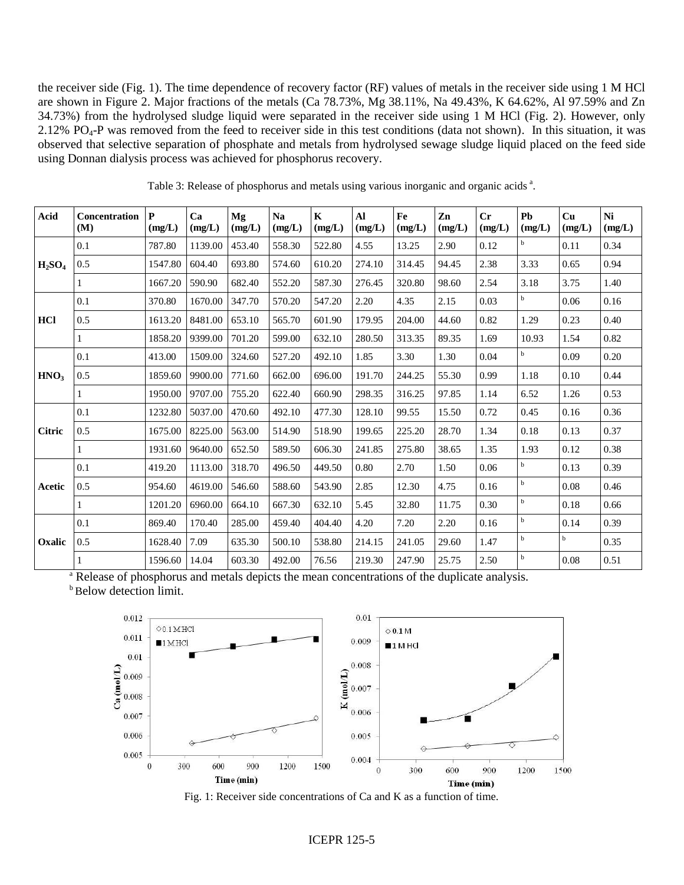the receiver side (Fig. 1). The time dependence of recovery factor (RF) values of metals in the receiver side using 1 M HCl are shown in Figure 2. Major fractions of the metals (Ca 78.73%, Mg 38.11%, Na 49.43%, K 64.62%, Al 97.59% and Zn 34.73%) from the hydrolysed sludge liquid were separated in the receiver side using 1 M HCl (Fig. 2). However, only 2.12% $PO_4$-P was removed from the feed to receiver side in this test conditions (data not shown). In this situation, it was observed that selective separation of phosphate and metals from hydrolysed sewage sludge liquid placed on the feed side using Donnan dialysis process was achieved for phosphorus recovery.

Table 3: Release of phosphorus and metals using various inorganic and organic acids [a].

| Acid | Concentration (M) | P (mg/L) | Ca (mg/L) | Mg (mg/L) | Na (mg/L) | K (mg/L) | Al (mg/L) | Fe (mg/L) | Zn (mg/L) | Cr (mg/L) | Pb (mg/L) | Cu (mg/L) | Ni (mg/L) |
|---|---|---|---|---|---|---|---|---|---|---|---|---|---|
| $H_2SO_4$ | 0.1 | 787.80 | 1139.00 | 453.40 | 558.30 | 522.80 | 4.55 | 13.25 | 2.90 | 0.12 | [b] | 0.11 | 0.34 |
| | 0.5 | 1547.80 | 604.40 | 693.80 | 574.60 | 610.20 | 274.10 | 314.45 | 94.45 | 2.38 | 3.33 | 0.65 | 0.94 |
| | 1 | 1667.20 | 590.90 | 682.40 | 552.20 | 587.30 | 276.45 | 320.80 | 98.60 | 2.54 | 3.18 | 3.75 | 1.40 |
| HCl | 0.1 | 370.80 | 1670.00 | 347.70 | 570.20 | 547.20 | 2.20 | 4.35 | 2.15 | 0.03 | [b] | 0.06 | 0.16 |
| | 0.5 | 1613.20 | 8481.00 | 653.10 | 565.70 | 601.90 | 179.95 | 204.00 | 44.60 | 0.82 | 1.29 | 0.23 | 0.40 |
| | 1 | 1858.20 | 9399.00 | 701.20 | 599.00 | 632.10 | 280.50 | 313.35 | 89.35 | 1.69 | 10.93 | 1.54 | 0.82 |
| $HNO_3$ | 0.1 | 413.00 | 1509.00 | 324.60 | 527.20 | 492.10 | 1.85 | 3.30 | 1.30 | 0.04 | [b] | 0.09 | 0.20 |
| | 0.5 | 1859.60 | 9900.00 | 771.60 | 662.00 | 696.00 | 191.70 | 244.25 | 55.30 | 0.99 | 1.18 | 0.10 | 0.44 |
| | 1 | 1950.00 | 9707.00 | 755.20 | 622.40 | 660.90 | 298.35 | 316.25 | 97.85 | 1.14 | 6.52 | 1.26 | 0.53 |
| Citric | 0.1 | 1232.80 | 5037.00 | 470.60 | 492.10 | 477.30 | 128.10 | 99.55 | 15.50 | 0.72 | 0.45 | 0.16 | 0.36 |
| | 0.5 | 1675.00 | 8225.00 | 563.00 | 514.90 | 518.90 | 199.65 | 225.20 | 28.70 | 1.34 | 0.18 | 0.13 | 0.37 |
| | 1 | 1931.60 | 9640.00 | 652.50 | 589.50 | 606.30 | 241.85 | 275.80 | 38.65 | 1.35 | 1.93 | 0.12 | 0.38 |
| Acetic | 0.1 | 419.20 | 1113.00 | 318.70 | 496.50 | 449.50 | 0.80 | 2.70 | 1.50 | 0.06 | [b] | 0.13 | 0.39 |
| | 0.5 | 954.60 | 4619.00 | 546.60 | 588.60 | 543.90 | 2.85 | 12.30 | 4.75 | 0.16 | [b] | 0.08 | 0.46 |
| | 1 | 1201.20 | 6960.00 | 664.10 | 667.30 | 632.10 | 5.45 | 32.80 | 11.75 | 0.30 | [b] | 0.18 | 0.66 |
| Oxalic | 0.1 | 869.40 | 170.40 | 285.00 | 459.40 | 404.40 | 4.20 | 7.20 | 2.20 | 0.16 | [b] | 0.14 | 0.39 |
| | 0.5 | 1628.40 | 7.09 | 635.30 | 500.10 | 538.80 | 214.15 | 241.05 | 29.60 | 1.47 | [b] | [b] | 0.35 |
| | 1 | 1596.60 | 14.04 | 603.30 | 492.00 | 76.56 | 219.30 | 247.90 | 25.75 | 2.50 | [b] | 0.08 | 0.51 |

[a] Release of phosphorus and metals depicts the mean concentrations of the duplicate analysis.
[b] Below detection limit.

Fig. 1: Receiver side concentrations of Ca and K as a function of time.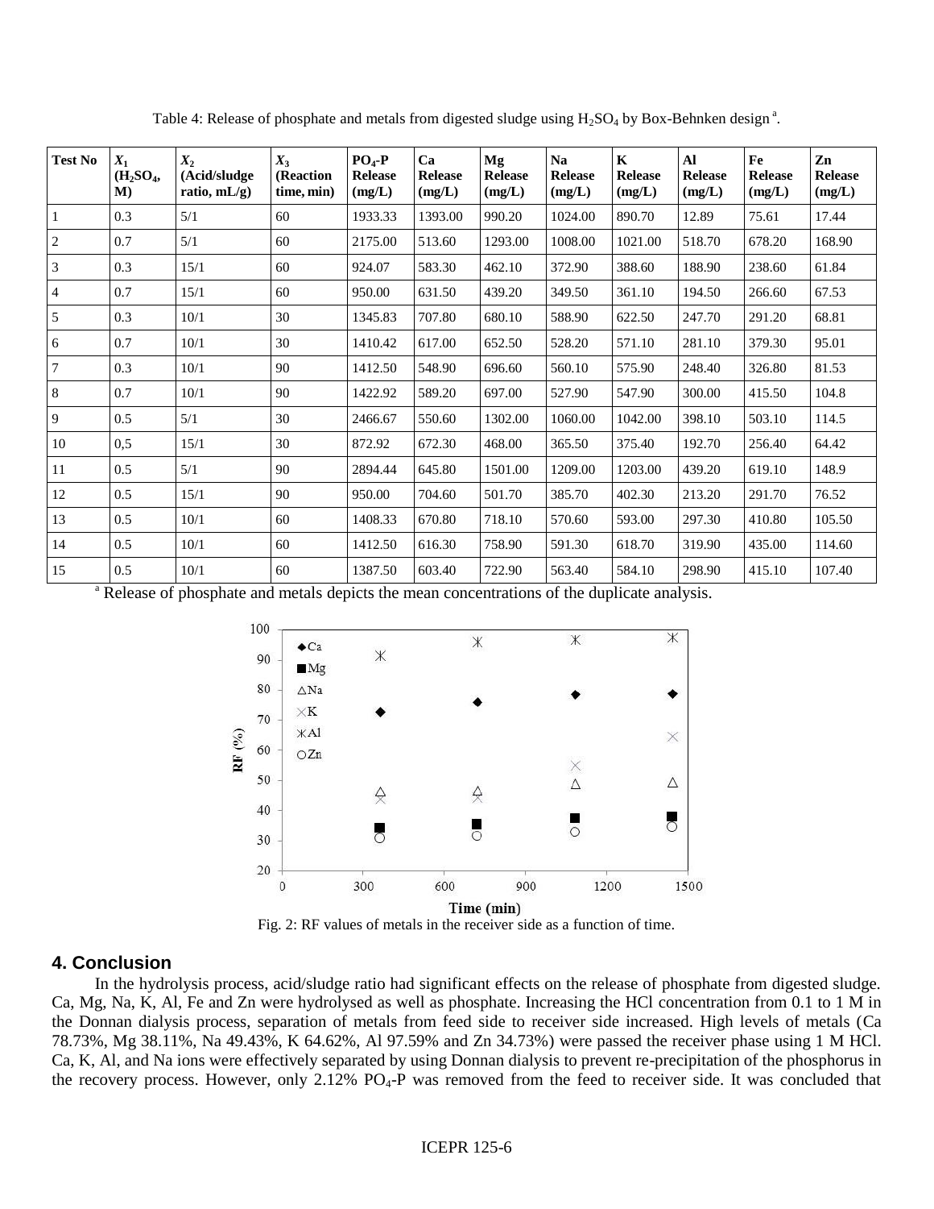Table 4: Release of phosphate and metals from digested sludge using $H_2SO_4$ by Box-Behnken design [a].

| Test No | $X_1$ ($H_2SO_4$, M) | $X_2$ (Acid/sludge ratio, mL/g) | $X_3$ (Reaction time, min) | $PO_4$-P Release (mg/L) | Ca Release (mg/L) | Mg Release (mg/L) | Na Release (mg/L) | K Release (mg/L) | Al Release (mg/L) | Fe Release (mg/L) | Zn Release (mg/L) |
|---|---|---|---|---|---|---|---|---|---|---|---|
| 1 | 0.3 | 5/1 | 60 | 1933.33 | 1393.00 | 990.20 | 1024.00 | 890.70 | 12.89 | 75.61 | 17.44 |
| 2 | 0.7 | 5/1 | 60 | 2175.00 | 513.60 | 1293.00 | 1008.00 | 1021.00 | 518.70 | 678.20 | 168.90 |
| 3 | 0.3 | 15/1 | 60 | 924.07 | 583.30 | 462.10 | 372.90 | 388.60 | 188.90 | 238.60 | 61.84 |
| 4 | 0.7 | 15/1 | 60 | 950.00 | 631.50 | 439.20 | 349.50 | 361.10 | 194.50 | 266.60 | 67.53 |
| 5 | 0.3 | 10/1 | 30 | 1345.83 | 707.80 | 680.10 | 588.90 | 622.50 | 247.70 | 291.20 | 68.81 |
| 6 | 0.7 | 10/1 | 30 | 1410.42 | 617.00 | 652.50 | 528.20 | 571.10 | 281.10 | 379.30 | 95.01 |
| 7 | 0.3 | 10/1 | 90 | 1412.50 | 548.90 | 696.60 | 560.10 | 575.90 | 248.40 | 326.80 | 81.53 |
| 8 | 0.7 | 10/1 | 90 | 1422.92 | 589.20 | 697.00 | 527.90 | 547.90 | 300.00 | 415.50 | 104.8 |
| 9 | 0.5 | 5/1 | 30 | 2466.67 | 550.60 | 1302.00 | 1060.00 | 1042.00 | 398.10 | 503.10 | 114.5 |
| 10 | 0,5 | 15/1 | 30 | 872.92 | 672.30 | 468.00 | 365.50 | 375.40 | 192.70 | 256.40 | 64.42 |
| 11 | 0.5 | 5/1 | 90 | 2894.44 | 645.80 | 1501.00 | 1209.00 | 1203.00 | 439.20 | 619.10 | 148.9 |
| 12 | 0.5 | 15/1 | 90 | 950.00 | 704.60 | 501.70 | 385.70 | 402.30 | 213.20 | 291.70 | 76.52 |
| 13 | 0.5 | 10/1 | 60 | 1408.33 | 670.80 | 718.10 | 570.60 | 593.00 | 297.30 | 410.80 | 105.50 |
| 14 | 0.5 | 10/1 | 60 | 1412.50 | 616.30 | 758.90 | 591.30 | 618.70 | 319.90 | 435.00 | 114.60 |
| 15 | 0.5 | 10/1 | 60 | 1387.50 | 603.40 | 722.90 | 563.40 | 584.10 | 298.90 | 415.10 | 107.40 |

[a] Release of phosphate and metals depicts the mean concentrations of the duplicate analysis.

Fig. 2: RF values of metals in the receiver side as a function of time.

## 4. Conclusion

In the hydrolysis process, acid/sludge ratio had significant effects on the release of phosphate from digested sludge. Ca, Mg, Na, K, Al, Fe and Zn were hydrolysed as well as phosphate. Increasing the HCl concentration from 0.1 to 1 M in the Donnan dialysis process, separation of metals from feed side to receiver side increased. High levels of metals (Ca 78.73%, Mg 38.11%, Na 49.43%, K 64.62%, Al 97.59% and Zn 34.73%) were passed the receiver phase using 1 M HCl. Ca, K, Al, and Na ions were effectively separated by using Donnan dialysis to prevent re-precipitation of the phosphorus in the recovery process. However, only 2.12% $PO_4$-P was removed from the feed to receiver side. It was concluded that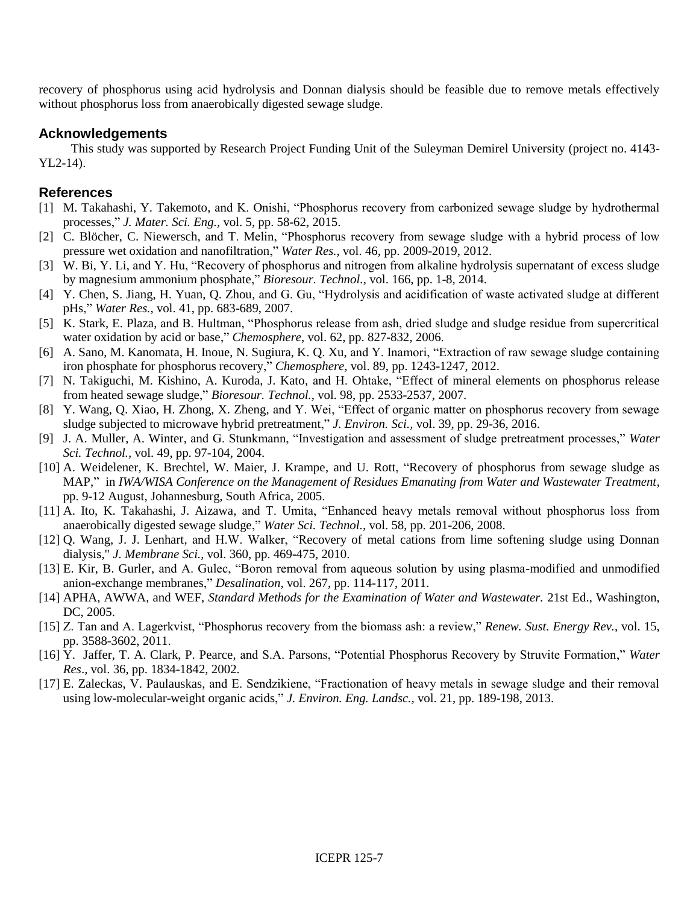recovery of phosphorus using acid hydrolysis and Donnan dialysis should be feasible due to remove metals effectively without phosphorus loss from anaerobically digested sewage sludge.

## Acknowledgements

This study was supported by Research Project Funding Unit of the Suleyman Demirel University (project no. 4143-YL2-14).

## References

[1] M. Takahashi, Y. Takemoto, and K. Onishi, "Phosphorus recovery from carbonized sewage sludge by hydrothermal processes," *J. Mater. Sci. Eng.*, vol. 5, pp. 58-62, 2015.

[2] C. Blöcher, C. Niewersch, and T. Melin, "Phosphorus recovery from sewage sludge with a hybrid process of low pressure wet oxidation and nanofiltration," *Water Res.*, vol. 46, pp. 2009-2019, 2012.

[3] W. Bi, Y. Li, and Y. Hu, "Recovery of phosphorus and nitrogen from alkaline hydrolysis supernatant of excess sludge by magnesium ammonium phosphate," *Bioresour. Technol.*, vol. 166, pp. 1-8, 2014.

[4] Y. Chen, S. Jiang, H. Yuan, Q. Zhou, and G. Gu, "Hydrolysis and acidification of waste activated sludge at different pHs," *Water Res.*, vol. 41, pp. 683-689, 2007.

[5] K. Stark, E. Plaza, and B. Hultman, "Phosphorus release from ash, dried sludge and sludge residue from supercritical water oxidation by acid or base," *Chemosphere*, vol. 62, pp. 827-832, 2006.

[6] A. Sano, M. Kanomata, H. Inoue, N. Sugiura, K. Q. Xu, and Y. Inamori, "Extraction of raw sewage sludge containing iron phosphate for phosphorus recovery," *Chemosphere*, vol. 89, pp. 1243-1247, 2012.

[7] N. Takiguchi, M. Kishino, A. Kuroda, J. Kato, and H. Ohtake, "Effect of mineral elements on phosphorus release from heated sewage sludge," *Bioresour. Technol.*, vol. 98, pp. 2533-2537, 2007.

[8] Y. Wang, Q. Xiao, H. Zhong, X. Zheng, and Y. Wei, "Effect of organic matter on phosphorus recovery from sewage sludge subjected to microwave hybrid pretreatment," *J. Environ. Sci.*, vol. 39, pp. 29-36, 2016.

[9] J. A. Muller, A. Winter, and G. Stunkmann, "Investigation and assessment of sludge pretreatment processes," *Water Sci. Technol.*, vol. 49, pp. 97-104, 2004.

[10] A. Weidelener, K. Brechtel, W. Maier, J. Krampe, and U. Rott, "Recovery of phosphorus from sewage sludge as MAP," in *IWA/WISA Conference on the Management of Residues Emanating from Water and Wastewater Treatment*, pp. 9-12 August, Johannesburg, South Africa, 2005.

[11] A. Ito, K. Takahashi, J. Aizawa, and T. Umita, "Enhanced heavy metals removal without phosphorus loss from anaerobically digested sewage sludge," *Water Sci. Technol.*, vol. 58, pp. 201-206, 2008.

[12] Q. Wang, J. J. Lenhart, and H.W. Walker, "Recovery of metal cations from lime softening sludge using Donnan dialysis," *J. Membrane Sci.*, vol. 360, pp. 469-475, 2010.

[13] E. Kir, B. Gurler, and A. Gulec, "Boron removal from aqueous solution by using plasma-modified and unmodified anion-exchange membranes," *Desalination*, vol. 267, pp. 114-117, 2011.

[14] APHA, AWWA, and WEF, *Standard Methods for the Examination of Water and Wastewater.* 21st Ed., Washington, DC, 2005.

[15] Z. Tan and A. Lagerkvist, "Phosphorus recovery from the biomass ash: a review," *Renew. Sust. Energy Rev.*, vol. 15, pp. 3588-3602, 2011.

[16] Y. Jaffer, T. A. Clark, P. Pearce, and S.A. Parsons, "Potential Phosphorus Recovery by Struvite Formation," *Water Res*., vol. 36, pp. 1834-1842, 2002.

[17] E. Zaleckas, V. Paulauskas, and E. Sendzikiene, "Fractionation of heavy metals in sewage sludge and their removal using low-molecular-weight organic acids," *J. Environ. Eng. Landsc.*, vol. 21, pp. 189-198, 2013.